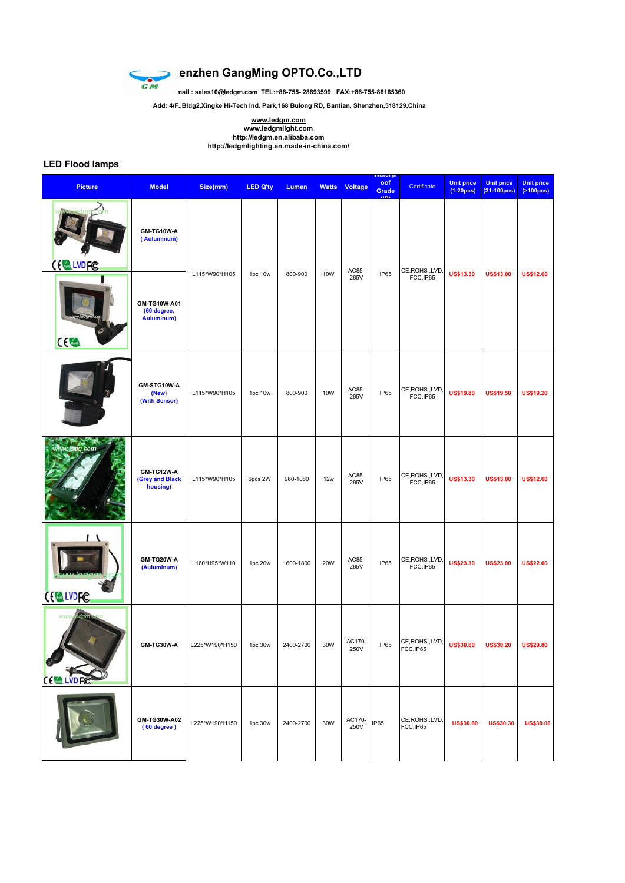# ıenzhen GangMing OPTO.Co.,LTD

nail : sales10@ledgm.com TEL:+86-755- 28893599 FAX:+86-755-86165360

Add: 4/F.,Bldg2,Xingke Hi-Tech Ind. Park,168 Bulong RD, Bantian, Shenzhen,518129,China

www.ledgm.com
www.ledgmlight.com
http://ledgm.en.alibaba.com
http://ledgmlighting.en.made-in-china.com/

## LED Flood lamps

| Picture | Model | Size(mm) | LED Q'ty | Lumen | Watts | Voltage | Waterproof Grade (IP) | Certificate | Unit price (1-20pcs) | Unit price (21-100pcs) | Unit price (>100pcs) |
|---|---|---|---|---|---|---|---|---|---|---|---|
| | GM-TG10W-A ( Aulumium) | L115*W90*H105 | 1pc 10w | 800-900 | 10W | AC85-265V | IP65 | CE,ROHS ,LVD, FCC,IP65 | US$13.30 | US$13.00 | US$12.60 |
| | GM-TG10W-A01 (60 degree, Aulumium) | | | | | | | | | | |
| | GM-STG10W-A (New) (With Sensor) | L115*W90*H105 | 1pc 10w | 800-900 | 10W | AC85-265V | IP65 | CE,ROHS ,LVD, FCC,IP65 | US$19.80 | US$19.50 | US$19.20 |
| | GM-TG12W-A (Grey and Black housing) | L115*W90*H105 | 6pcs 2W | 960-1080 | 12w | AC85-265V | IP65 | CE,ROHS ,LVD, FCC,IP65 | US$13.30 | US$13.00 | US$12.60 |
| | GM-TG20W-A (Aulumium) | L160*H95*W110 | 1pc 20w | 1600-1800 | 20W | AC85-265V | IP65 | CE,ROHS ,LVD, FCC,IP65 | US$23.30 | US$23.00 | US$22.60 |
| | GM-TG30W-A | L225*W190*H150 | 1pc 30w | 2400-2700 | 30W | AC170-250V | IP65 | CE,ROHS ,LVD, FCC,IP65 | US$30.60 | US$30.20 | US$29.80 |
| | GM-TG30W-A02 ( 60 degree ) | L225*W190*H150 | 1pc 30w | 2400-2700 | 30W | AC170-250V | IP65 | CE,ROHS ,LVD, FCC,IP65 | US$30.60 | US$30.30 | US$30.00 |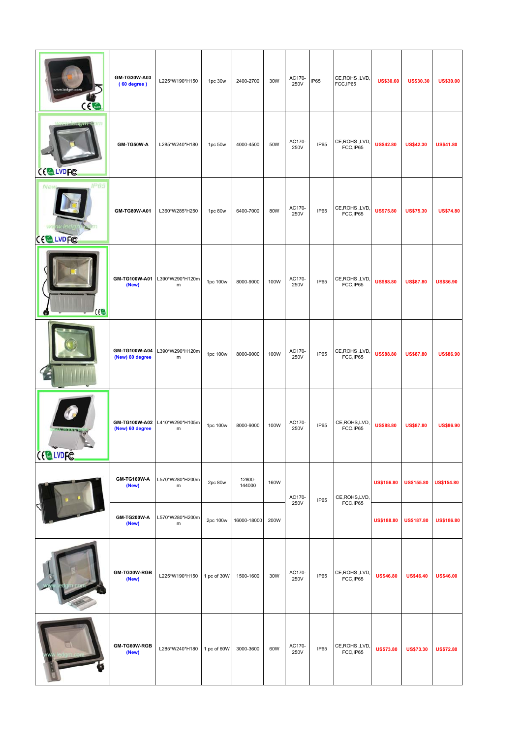| | | | | | | | | | | |
|---|---|---|---|---|---|---|---|---|---|---|
| | **GM-TG30W-A03** ( 60 degree ) | L225*W190*H150 | 1pc 30w | 2400-2700 | 30W | AC170-250V | IP65 | CE,ROHS ,LVD, FCC,IP65 | **US$30.60** | **US$30.30** | **US$30.00** |
| | **GM-TG50W-A** | L285*W240*H180 | 1pc 50w | 4000-4500 | 50W | AC170-250V | IP65 | CE,ROHS ,LVD, FCC,IP65 | **US$42.80** | **US$42.30** | **US$41.80** |
| | **GM-TG80W-A01** | L360*W285*H250 | 1pc 80w | 6400-7000 | 80W | AC170-250V | IP65 | CE,ROHS ,LVD, FCC,IP65 | **US$75.80** | **US$75.30** | **US$74.80** |
| | **GM-TG100W-A01** (New) | L390*W290*H120mm | 1pc 100w | 8000-9000 | 100W | AC170-250V | IP65 | CE,ROHS ,LVD, FCC,IP65 | **US$88.80** | **US$87.80** | **US$86.90** |
| | **GM-TG100W-A04** (New) 60 degree | L390*W290*H120mm | 1pc 100w | 8000-9000 | 100W | AC170-250V | IP65 | CE,ROHS ,LVD, FCC,IP65 | **US$88.80** | **US$87.80** | **US$86.90** |
| | **GM-TG100W-A02** (New) 60 degree | L410*W290*H105mm | 1pc 100w | 8000-9000 | 100W | AC170-250V | IP65 | CE,ROHS,LVD, FCC.IP65 | **US$88.80** | **US$87.80** | **US$86.90** |
| | **GM-TG160W-A** (New) | L570*W280*H200mm | 2pc 80w | 12800-144000 | 160W | AC170-250V | IP65 | CE,ROHS,LVD, FCC.IP65 | **US$156.80** | **US$155.80** | **US$154.80** |
| | **GM-TG200W-A** (New) | L570*W280*H200mm | 2pc 100w | 16000-18000 | 200W | | | | **US$188.80** | **US$187.80** | **US$186.80** |
| | **GM-TG30W-RGB** (New) | L225*W190*H150 | 1 pc of 30W | 1500-1600 | 30W | AC170-250V | IP65 | CE,ROHS ,LVD, FCC,IP65 | **US$46.80** | **US$46.40** | **US$46.00** |
| | **GM-TG60W-RGB** (New) | L285*W240*H180 | 1 pc of 60W | 3000-3600 | 60W | AC170-250V | IP65 | CE,ROHS ,LVD, FCC,IP65 | **US$73.80** | **US$73.30** | **US$72.80** |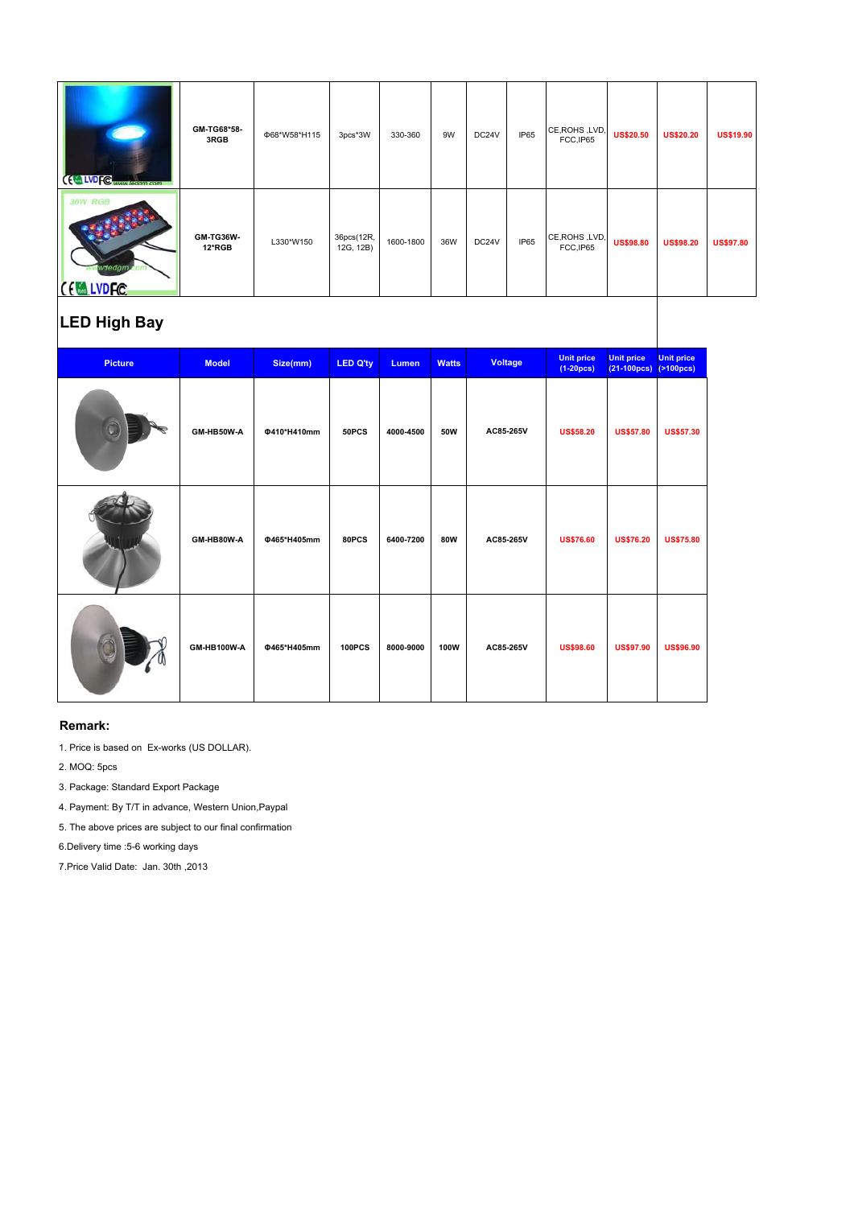| | | | | | | | | | | | |
|---|---|---|---|---|---|---|---|---|---|---|---|
| | GM-TG68*58-3RGB | Φ68*W58*H115 | 3pcs*3W | 330-360 | 9W | DC24V | IP65 | CE,ROHS ,LVD, FCC,IP65 | US$20.50 | US$20.20 | US$19.90 |
| | GM-TG36W-12*RGB | L330*W150 | 36pcs(12R, 12G, 12B) | 1600-1800 | 36W | DC24V | IP65 | CE,ROHS ,LVD, FCC,IP65 | US$98.80 | US$98.20 | US$97.80 |

## LED High Bay

| Picture | Model | Size(mm) | LED Q'ty | Lumen | Watts | Voltage | Unit price (1-20pcs) | Unit price (21-100pcs) | Unit price (>100pcs) |
|---|---|---|---|---|---|---|---|---|---|
| | GM-HB50W-A | Φ410*H410mm | 50PCS | 4000-4500 | 50W | AC85-265V | US$58.20 | US$57.80 | US$57.30 |
| | GM-HB80W-A | Φ465*H405mm | 80PCS | 6400-7200 | 80W | AC85-265V | US$76.60 | US$76.20 | US$75.80 |
| | GM-HB100W-A | Φ465*H405mm | 100PCS | 8000-9000 | 100W | AC85-265V | US$98.60 | US$97.90 | US$96.90 |

**Remark:**

1. Price is based on Ex-works (US DOLLAR).
2. MOQ: 5pcs
3. Package: Standard Export Package
4. Payment: By T/T in advance, Western Union,Paypal
5. The above prices are subject to our final confirmation
6.Delivery time :5-6 working days
7.Price Valid Date: Jan. 30th ,2013